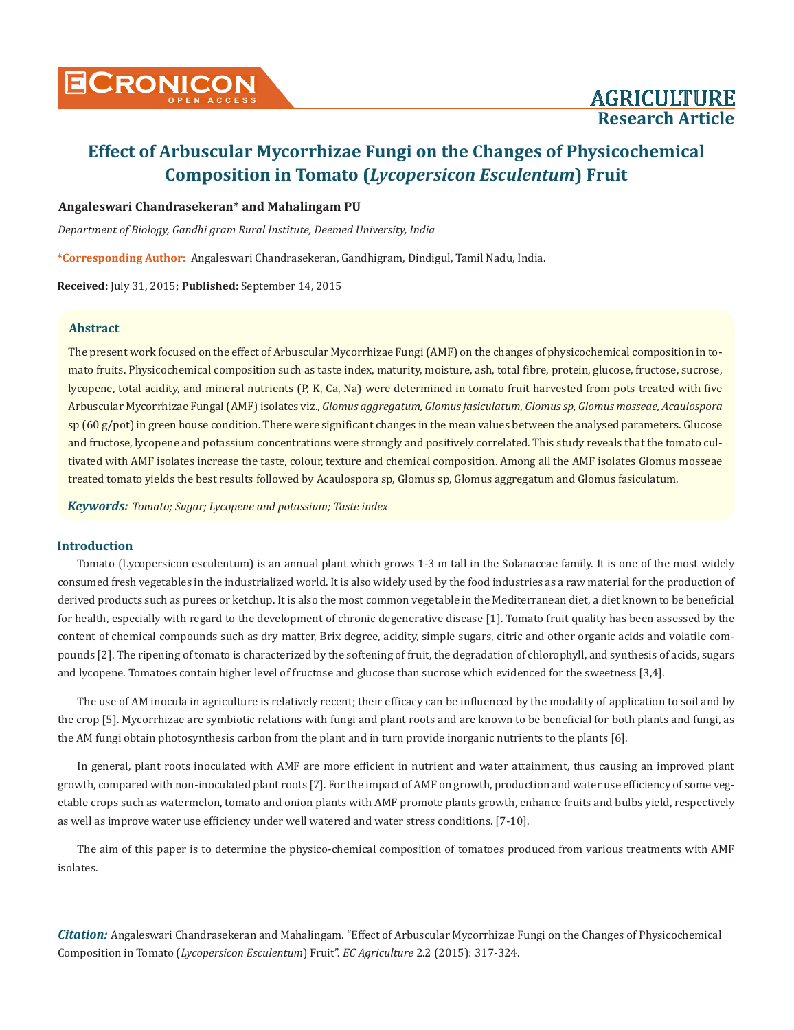# Effect of Arbuscular Mycorrhizae Fungi on the Changes of Physicochemical Composition in Tomato (*Lycopersicon Esculentum*) Fruit

**Angaleswari Chandrasekeran* and Mahalingam PU**

*Department of Biology, Gandhi gram Rural Institute, Deemed University, India*

***Corresponding Author:** Angaleswari Chandrasekeran, Gandhigram, Dindigul, Tamil Nadu, India.

**Received:** July 31, 2015; **Published:** September 14, 2015

## Abstract

The present work focused on the effect of Arbuscular Mycorrhizae Fungi (AMF) on the changes of physicochemical composition in tomato fruits. Physicochemical composition such as taste index, maturity, moisture, ash, total fibre, protein, glucose, fructose, sucrose, lycopene, total acidity, and mineral nutrients (P, K, Ca, Na) were determined in tomato fruit harvested from pots treated with five Arbuscular Mycorrhizae Fungal (AMF) isolates viz., *Glomus aggregatum, Glomus fasiculatum, Glomus sp, Glomus mosseae, Acaulospora* sp (60 g/pot) in green house condition. There were significant changes in the mean values between the analysed parameters. Glucose and fructose, lycopene and potassium concentrations were strongly and positively correlated. This study reveals that the tomato cultivated with AMF isolates increase the taste, colour, texture and chemical composition. Among all the AMF isolates Glomus mosseae treated tomato yields the best results followed by Acaulospora sp, Glomus sp, Glomus aggregatum and Glomus fasiculatum.

***Keywords:*** *Tomato; Sugar; Lycopene and potassium; Taste index*

## Introduction

Tomato (Lycopersicon esculentum) is an annual plant which grows 1-3 m tall in the Solanaceae family. It is one of the most widely consumed fresh vegetables in the industrialized world. It is also widely used by the food industries as a raw material for the production of derived products such as purees or ketchup. It is also the most common vegetable in the Mediterranean diet, a diet known to be beneficial for health, especially with regard to the development of chronic degenerative disease [1]. Tomato fruit quality has been assessed by the content of chemical compounds such as dry matter, Brix degree, acidity, simple sugars, citric and other organic acids and volatile compounds [2]. The ripening of tomato is characterized by the softening of fruit, the degradation of chlorophyll, and synthesis of acids, sugars and lycopene. Tomatoes contain higher level of fructose and glucose than sucrose which evidenced for the sweetness [3,4].

The use of AM inocula in agriculture is relatively recent; their efficacy can be influenced by the modality of application to soil and by the crop [5]. Mycorrhizae are symbiotic relations with fungi and plant roots and are known to be beneficial for both plants and fungi, as the AM fungi obtain photosynthesis carbon from the plant and in turn provide inorganic nutrients to the plants [6].

In general, plant roots inoculated with AMF are more efficient in nutrient and water attainment, thus causing an improved plant growth, compared with non-inoculated plant roots [7]. For the impact of AMF on growth, production and water use efficiency of some vegetable crops such as watermelon, tomato and onion plants with AMF promote plants growth, enhance fruits and bulbs yield, respectively as well as improve water use efficiency under well watered and water stress conditions. [7-10].

The aim of this paper is to determine the physico-chemical composition of tomatoes produced from various treatments with AMF isolates.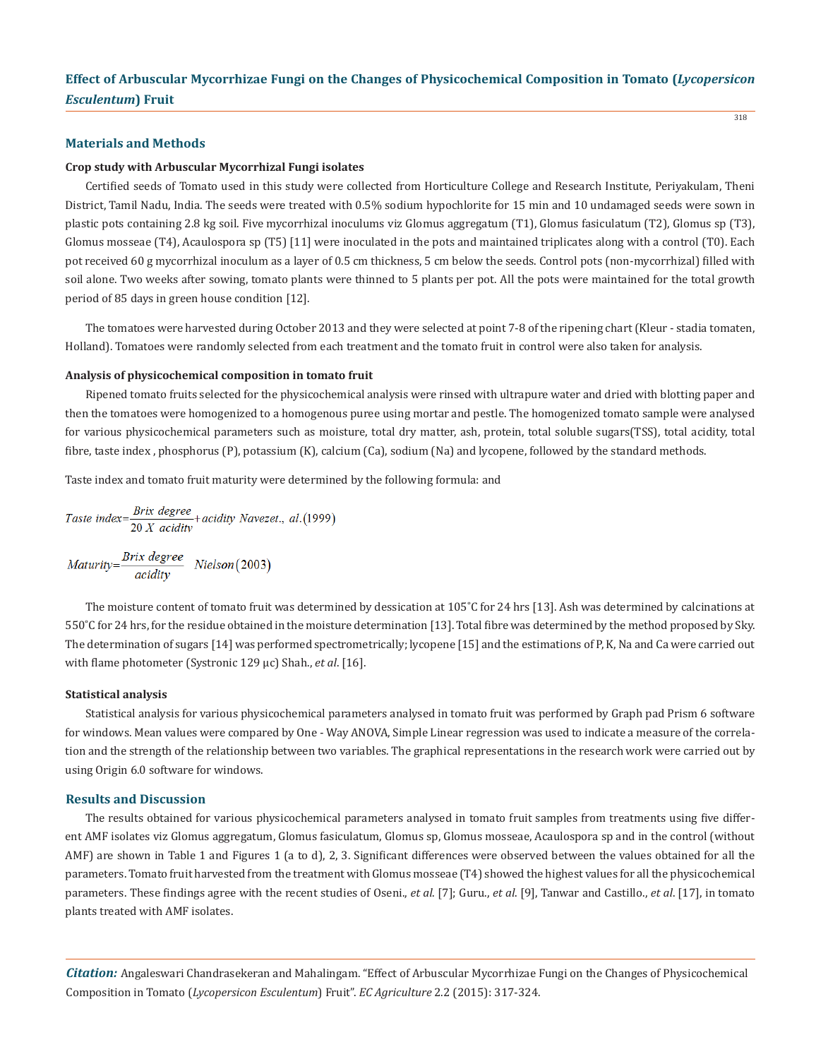## Materials and Methods

### Crop study with Arbuscular Mycorrhizal Fungi isolates

Certified seeds of Tomato used in this study were collected from Horticulture College and Research Institute, Periyakulam, Theni District, Tamil Nadu, India. The seeds were treated with 0.5% sodium hypochlorite for 15 min and 10 undamaged seeds were sown in plastic pots containing 2.8 kg soil. Five mycorrhizal inoculums viz Glomus aggregatum (T1), Glomus fasiculatum (T2), Glomus sp (T3), Glomus mosseae (T4), Acaulospora sp (T5) [11] were inoculated in the pots and maintained triplicates along with a control (T0). Each pot received 60 g mycorrhizal inoculum as a layer of 0.5 cm thickness, 5 cm below the seeds. Control pots (non-mycorrhizal) filled with soil alone. Two weeks after sowing, tomato plants were thinned to 5 plants per pot. All the pots were maintained for the total growth period of 85 days in green house condition [12].

The tomatoes were harvested during October 2013 and they were selected at point 7-8 of the ripening chart (Kleur - stadia tomaten, Holland). Tomatoes were randomly selected from each treatment and the tomato fruit in control were also taken for analysis.

### Analysis of physicochemical composition in tomato fruit

Ripened tomato fruits selected for the physicochemical analysis were rinsed with ultrapure water and dried with blotting paper and then the tomatoes were homogenized to a homogenous puree using mortar and pestle. The homogenized tomato sample were analysed for various physicochemical parameters such as moisture, total dry matter, ash, protein, total soluble sugars(TSS), total acidity, total fibre, taste index , phosphorus (P), potassium (K), calcium (Ca), sodium (Na) and lycopene, followed by the standard methods.

Taste index and tomato fruit maturity were determined by the following formula: and

$$Taste\ index = \frac{Brix\ degree}{20\ X\ acidity} + acidity \quad Navezet.,\ al.(1999)$$

$$Maturity = \frac{Brix\ degree}{acidity} \quad Nielson(2003)$$

The moisture content of tomato fruit was determined by dessication at 105˚C for 24 hrs [13]. Ash was determined by calcinations at 550˚C for 24 hrs, for the residue obtained in the moisture determination [13]. Total fibre was determined by the method proposed by Sky. The determination of sugars [14] was performed spectrometrically; lycopene [15] and the estimations of P, K, Na and Ca were carried out with flame photometer (Systronic 129 µc) Shah., *et al*. [16].

### Statistical analysis

Statistical analysis for various physicochemical parameters analysed in tomato fruit was performed by Graph pad Prism 6 software for windows. Mean values were compared by One - Way ANOVA, Simple Linear regression was used to indicate a measure of the correlation and the strength of the relationship between two variables. The graphical representations in the research work were carried out by using Origin 6.0 software for windows.

## Results and Discussion

The results obtained for various physicochemical parameters analysed in tomato fruit samples from treatments using five different AMF isolates viz Glomus aggregatum, Glomus fasiculatum, Glomus sp, Glomus mosseae, Acaulospora sp and in the control (without AMF) are shown in Table 1 and Figures 1 (a to d), 2, 3. Significant differences were observed between the values obtained for all the parameters. Tomato fruit harvested from the treatment with Glomus mosseae (T4) showed the highest values for all the physicochemical parameters. These findings agree with the recent studies of Oseni., *et al*. [7]; Guru., *et al*. [9], Tanwar and Castillo., *et al*. [17], in tomato plants treated with AMF isolates.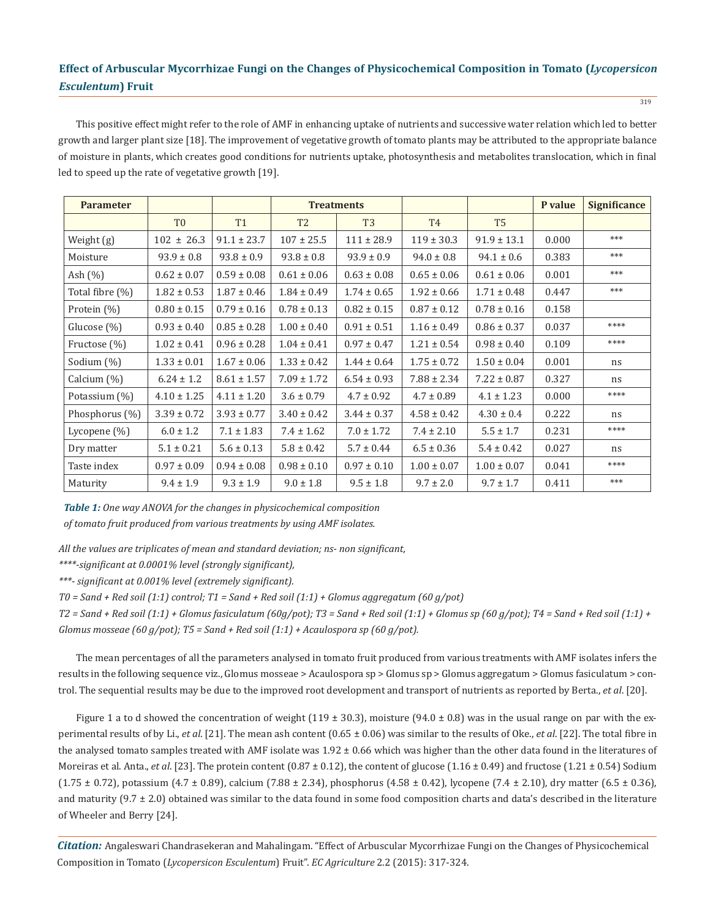This positive effect might refer to the role of AMF in enhancing uptake of nutrients and successive water relation which led to better growth and larger plant size [18]. The improvement of vegetative growth of tomato plants may be attributed to the appropriate balance of moisture in plants, which creates good conditions for nutrients uptake, photosynthesis and metabolites translocation, which in final led to speed up the rate of vegetative growth [19].

| **Parameter** | | | **Treatments** | | | | **P value** | **Significance** |
|---|---|---|---|---|---|---|---|---|
| | T0 | T1 | T2 | T3 | T4 | T5 | | |
| Weight (g) | 102 ± 26.3 | 91.1 ± 23.7 | 107 ± 25.5 | 111 ± 28.9 | 119 ± 30.3 | 91.9 ± 13.1 | 0.000 | *** |
| Moisture | 93.9 ± 0.8 | 93.8 ± 0.9 | 93.8 ± 0.8 | 93.9 ± 0.9 | 94.0 ± 0.8 | 94.1 ± 0.6 | 0.383 | *** |
| Ash (%) | 0.62 ± 0.07 | 0.59 ± 0.08 | 0.61 ± 0.06 | 0.63 ± 0.08 | 0.65 ± 0.06 | 0.61 ± 0.06 | 0.001 | *** |
| Total fibre (%) | 1.82 ± 0.53 | 1.87 ± 0.46 | 1.84 ± 0.49 | 1.74 ± 0.65 | 1.92 ± 0.66 | 1.71 ± 0.48 | 0.447 | *** |
| Protein (%) | 0.80 ± 0.15 | 0.79 ± 0.16 | 0.78 ± 0.13 | 0.82 ± 0.15 | 0.87 ± 0.12 | 0.78 ± 0.16 | 0.158 | |
| Glucose (%) | 0.93 ± 0.40 | 0.85 ± 0.28 | 1.00 ± 0.40 | 0.91 ± 0.51 | 1.16 ± 0.49 | 0.86 ± 0.37 | 0.037 | **** |
| Fructose (%) | 1.02 ± 0.41 | 0.96 ± 0.28 | 1.04 ± 0.41 | 0.97 ± 0.47 | 1.21 ± 0.54 | 0.98 ± 0.40 | 0.109 | **** |
| Sodium (%) | 1.33 ± 0.01 | 1.67 ± 0.06 | 1.33 ± 0.42 | 1.44 ± 0.64 | 1.75 ± 0.72 | 1.50 ± 0.04 | 0.001 | ns |
| Calcium (%) | 6.24 ± 1.2 | 8.61 ± 1.57 | 7.09 ± 1.72 | 6.54 ± 0.93 | 7.88 ± 2.34 | 7.22 ± 0.87 | 0.327 | ns |
| Potassium (%) | 4.10 ± 1.25 | 4.11 ± 1.20 | 3.6 ± 0.79 | 4.7 ± 0.92 | 4.7 ± 0.89 | 4.1 ± 1.23 | 0.000 | **** |
| Phosphorus (%) | 3.39 ± 0.72 | 3.93 ± 0.77 | 3.40 ± 0.42 | 3.44 ± 0.37 | 4.58 ± 0.42 | 4.30 ± 0.4 | 0.222 | ns |
| Lycopene (%) | 6.0 ± 1.2 | 7.1 ± 1.83 | 7.4 ± 1.62 | 7.0 ± 1.72 | 7.4 ± 2.10 | 5.5 ± 1.7 | 0.231 | **** |
| Dry matter | 5.1 ± 0.21 | 5.6 ± 0.13 | 5.8 ± 0.42 | 5.7 ± 0.44 | 6.5 ± 0.36 | 5.4 ± 0.42 | 0.027 | ns |
| Taste index | 0.97 ± 0.09 | 0.94 ± 0.08 | 0.98 ± 0.10 | 0.97 ± 0.10 | 1.00 ± 0.07 | 1.00 ± 0.07 | 0.041 | **** |
| Maturity | 9.4 ± 1.9 | 9.3 ± 1.9 | 9.0 ± 1.8 | 9.5 ± 1.8 | 9.7 ± 2.0 | 9.7 ± 1.7 | 0.411 | *** |

***Table 1:*** *One way ANOVA for the changes in physicochemical composition of tomato fruit produced from various treatments by using AMF isolates.*

*All the values are triplicates of mean and standard deviation; ns- non significant,*

*****-significant at 0.0001% level (strongly significant),*

****- significant at 0.001% level (extremely significant).*

*T0 = Sand + Red soil (1:1) control; T1 = Sand + Red soil (1:1) + Glomus aggregatum (60 g/pot)*

*T2 = Sand + Red soil (1:1) + Glomus fasiculatum (60g/pot); T3 = Sand + Red soil (1:1) + Glomus sp (60 g/pot); T4 = Sand + Red soil (1:1) + Glomus mosseae (60 g/pot); T5 = Sand + Red soil (1:1) + Acaulospora sp (60 g/pot).*

The mean percentages of all the parameters analysed in tomato fruit produced from various treatments with AMF isolates infers the results in the following sequence viz., Glomus mosseae > Acaulospora sp > Glomus sp > Glomus aggregatum > Glomus fasiculatum > control. The sequential results may be due to the improved root development and transport of nutrients as reported by Berta., *et al*. [20].

Figure 1 a to d showed the concentration of weight (119 ± 30.3), moisture (94.0 ± 0.8) was in the usual range on par with the experimental results of by Li., *et al*. [21]. The mean ash content (0.65 ± 0.06) was similar to the results of Oke., *et al*. [22]. The total fibre in the analysed tomato samples treated with AMF isolate was 1.92 ± 0.66 which was higher than the other data found in the literatures of Moreiras et al. Anta., *et al*. [23]. The protein content (0.87 ± 0.12), the content of glucose (1.16 ± 0.49) and fructose (1.21 ± 0.54) Sodium (1.75 ± 0.72), potassium (4.7 ± 0.89), calcium (7.88 ± 2.34), phosphorus (4.58 ± 0.42), lycopene (7.4 ± 2.10), dry matter (6.5 ± 0.36), and maturity (9.7 ± 2.0) obtained was similar to the data found in some food composition charts and data's described in the literature of Wheeler and Berry [24].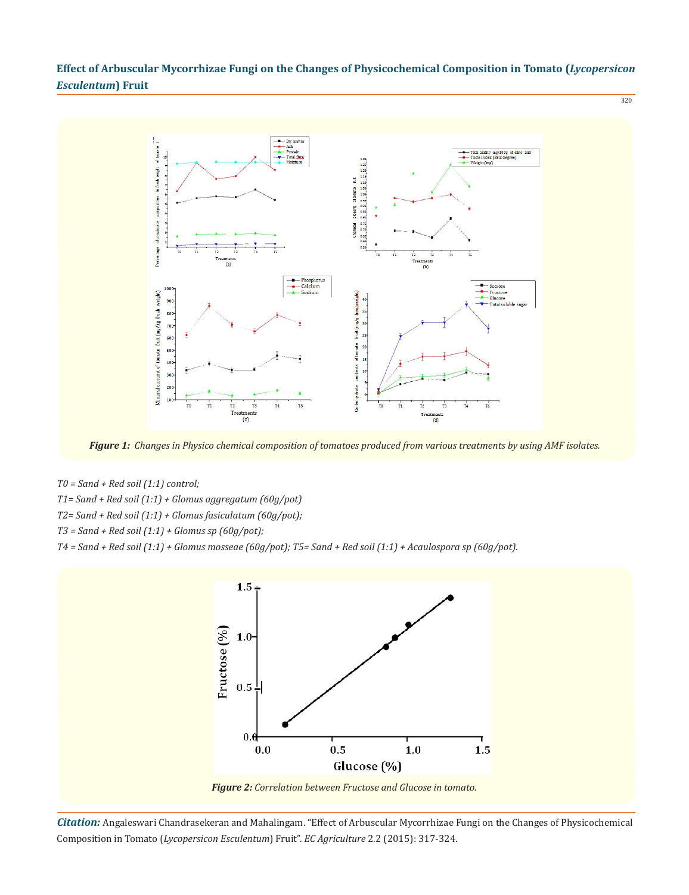*Figure 1: Changes in Physico chemical composition of tomatoes produced from various treatments by using AMF isolates.*

*T0 = Sand + Red soil (1:1) control;*

*T1= Sand + Red soil (1:1) + Glomus aggregatum (60g/pot)*

*T2= Sand + Red soil (1:1) + Glomus fasiculatum (60g/pot);*

*T3 = Sand + Red soil (1:1) + Glomus sp (60g/pot);*

*T4 = Sand + Red soil (1:1) + Glomus mosseae (60g/pot); T5= Sand + Red soil (1:1) + Acaulospora sp (60g/pot).*

*Figure 2: Correlation between Fructose and Glucose in tomato.*

***Citation:*** Angaleswari Chandrasekeran and Mahalingam. "Effect of Arbuscular Mycorrhizae Fungi on the Changes of Physicochemical Composition in Tomato (*Lycopersicon Esculentum*) Fruit". *EC Agriculture* 2.2 (2015): 317-324.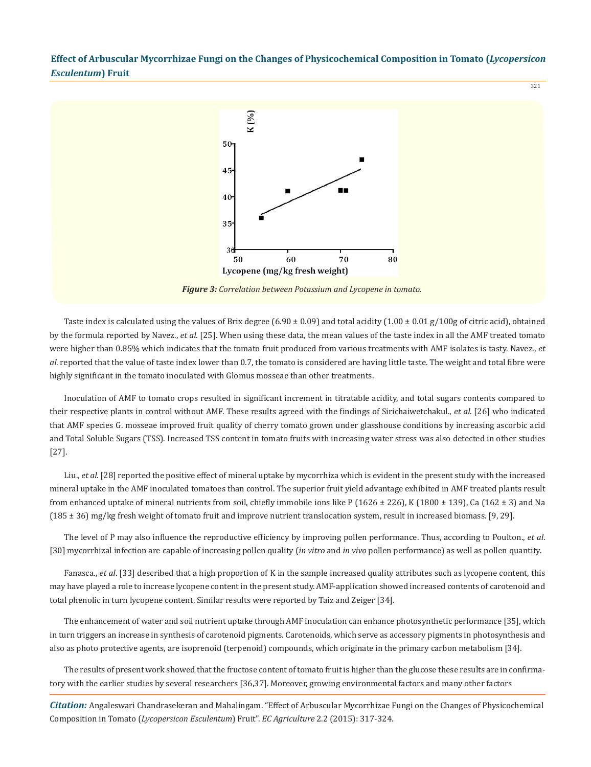Figure 3: Correlation between Potassium and Lycopene in tomato.

Taste index is calculated using the values of Brix degree (6.90 ± 0.09) and total acidity (1.00 ± 0.01 g/100g of citric acid), obtained by the formula reported by Navez., *et al.* [25]. When using these data, the mean values of the taste index in all the AMF treated tomato were higher than 0.85% which indicates that the tomato fruit produced from various treatments with AMF isolates is tasty. Navez., *et al.* reported that the value of taste index lower than 0.7, the tomato is considered are having little taste. The weight and total fibre were highly significant in the tomato inoculated with Glomus mosseae than other treatments.

Inoculation of AMF to tomato crops resulted in significant increment in titratable acidity, and total sugars contents compared to their respective plants in control without AMF. These results agreed with the findings of Sirichaiwetchakul., *et al.* [26] who indicated that AMF species G. mosseae improved fruit quality of cherry tomato grown under glasshouse conditions by increasing ascorbic acid and Total Soluble Sugars (TSS). Increased TSS content in tomato fruits with increasing water stress was also detected in other studies [27].

Liu., *et al.* [28] reported the positive effect of mineral uptake by mycorrhiza which is evident in the present study with the increased mineral uptake in the AMF inoculated tomatoes than control. The superior fruit yield advantage exhibited in AMF treated plants result from enhanced uptake of mineral nutrients from soil, chiefly immobile ions like P (1626 ± 226), K (1800 ± 139), Ca (162 ± 3) and Na (185 ± 36) mg/kg fresh weight of tomato fruit and improve nutrient translocation system, result in increased biomass. [9, 29].

The level of P may also influence the reproductive efficiency by improving pollen performance. Thus, according to Poulton., *et al.* [30] mycorrhizal infection are capable of increasing pollen quality (*in vitro* and *in vivo* pollen performance) as well as pollen quantity.

Fanasca., *et al.* [33] described that a high proportion of K in the sample increased quality attributes such as lycopene content, this may have played a role to increase lycopene content in the present study. AMF-application showed increased contents of carotenoid and total phenolic in turn lycopene content. Similar results were reported by Taiz and Zeiger [34].

The enhancement of water and soil nutrient uptake through AMF inoculation can enhance photosynthetic performance [35], which in turn triggers an increase in synthesis of carotenoid pigments. Carotenoids, which serve as accessory pigments in photosynthesis and also as photo protective agents, are isoprenoid (terpenoid) compounds, which originate in the primary carbon metabolism [34].

The results of present work showed that the fructose content of tomato fruit is higher than the glucose these results are in confirmatory with the earlier studies by several researchers [36,37]. Moreover, growing environmental factors and many other factors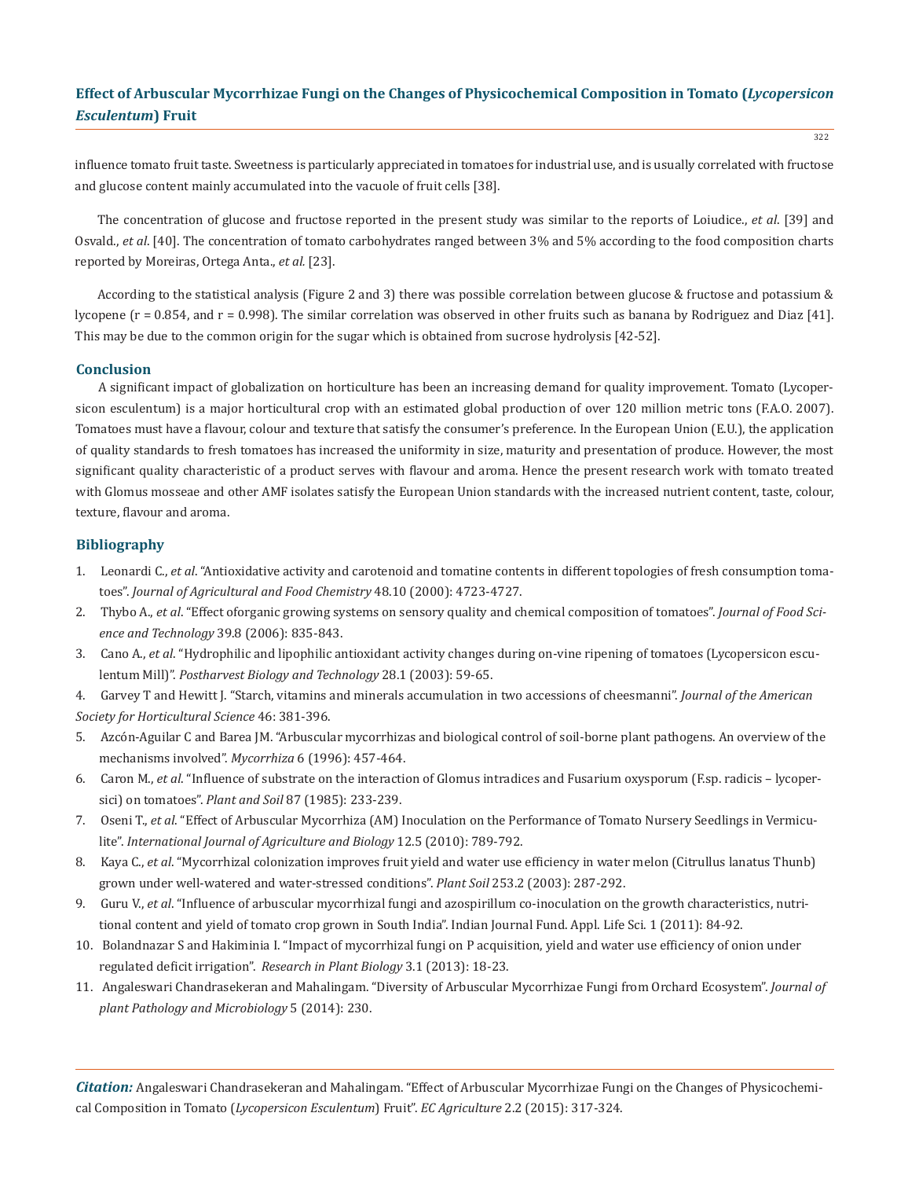influence tomato fruit taste. Sweetness is particularly appreciated in tomatoes for industrial use, and is usually correlated with fructose and glucose content mainly accumulated into the vacuole of fruit cells [38].

The concentration of glucose and fructose reported in the present study was similar to the reports of Loiudice., *et al*. [39] and Osvald., *et al*. [40]. The concentration of tomato carbohydrates ranged between 3% and 5% according to the food composition charts reported by Moreiras, Ortega Anta., *et al.* [23].

According to the statistical analysis (Figure 2 and 3) there was possible correlation between glucose & fructose and potassium & lycopene (r = 0.854, and r = 0.998). The similar correlation was observed in other fruits such as banana by Rodriguez and Diaz [41]. This may be due to the common origin for the sugar which is obtained from sucrose hydrolysis [42-52].

## Conclusion

A significant impact of globalization on horticulture has been an increasing demand for quality improvement. Tomato (Lycopersicon esculentum) is a major horticultural crop with an estimated global production of over 120 million metric tons (F.A.O. 2007). Tomatoes must have a flavour, colour and texture that satisfy the consumer's preference. In the European Union (E.U.), the application of quality standards to fresh tomatoes has increased the uniformity in size, maturity and presentation of produce. However, the most significant quality characteristic of a product serves with flavour and aroma. Hence the present research work with tomato treated with Glomus mosseae and other AMF isolates satisfy the European Union standards with the increased nutrient content, taste, colour, texture, flavour and aroma.

## Bibliography

1. Leonardi C., *et al*. "Antioxidative activity and carotenoid and tomatine contents in different topologies of fresh consumption tomatoes". *Journal of Agricultural and Food Chemistry* 48.10 (2000): 4723-4727.
2. Thybo A., *et al*. "Effect oforganic growing systems on sensory quality and chemical composition of tomatoes". *Journal of Food Science and Technology* 39.8 (2006): 835-843.
3. Cano A., *et al*. "Hydrophilic and lipophilic antioxidant activity changes during on-vine ripening of tomatoes (Lycopersicon esculentum Mill)". *Postharvest Biology and Technology* 28.1 (2003): 59-65.
4. Garvey T and Hewitt J. "Starch, vitamins and minerals accumulation in two accessions of cheesmanni". *Journal of the American Society for Horticultural Science* 46: 381-396.
5. Azcón-Aguilar C and Barea JM. "Arbuscular mycorrhizas and biological control of soil-borne plant pathogens. An overview of the mechanisms involved". *Mycorrhiza* 6 (1996): 457-464.
6. Caron M., *et al*. "Influence of substrate on the interaction of Glomus intradices and Fusarium oxysporum (F.sp. radicis – lycopersici) on tomatoes". *Plant and Soil* 87 (1985): 233-239.
7. Oseni T., *et al*. "Effect of Arbuscular Mycorrhiza (AM) Inoculation on the Performance of Tomato Nursery Seedlings in Vermiculite". *International Journal of Agriculture and Biology* 12.5 (2010): 789-792.
8. Kaya C., *et al*. "Mycorrhizal colonization improves fruit yield and water use efficiency in water melon (Citrullus lanatus Thunb) grown under well-watered and water-stressed conditions". *Plant Soil* 253.2 (2003): 287-292.
9. Guru V., *et al*. "Influence of arbuscular mycorrhizal fungi and azospirillum co-inoculation on the growth characteristics, nutritional content and yield of tomato crop grown in South India". Indian Journal Fund. Appl. Life Sci. 1 (2011): 84-92.
10. Bolandnazar S and Hakiminia I. "Impact of mycorrhizal fungi on P acquisition, yield and water use efficiency of onion under regulated deficit irrigation". *Research in Plant Biology* 3.1 (2013): 18-23.
11. Angaleswari Chandrasekeran and Mahalingam. "Diversity of Arbuscular Mycorrhizae Fungi from Orchard Ecosystem". *Journal of plant Pathology and Microbiology* 5 (2014): 230.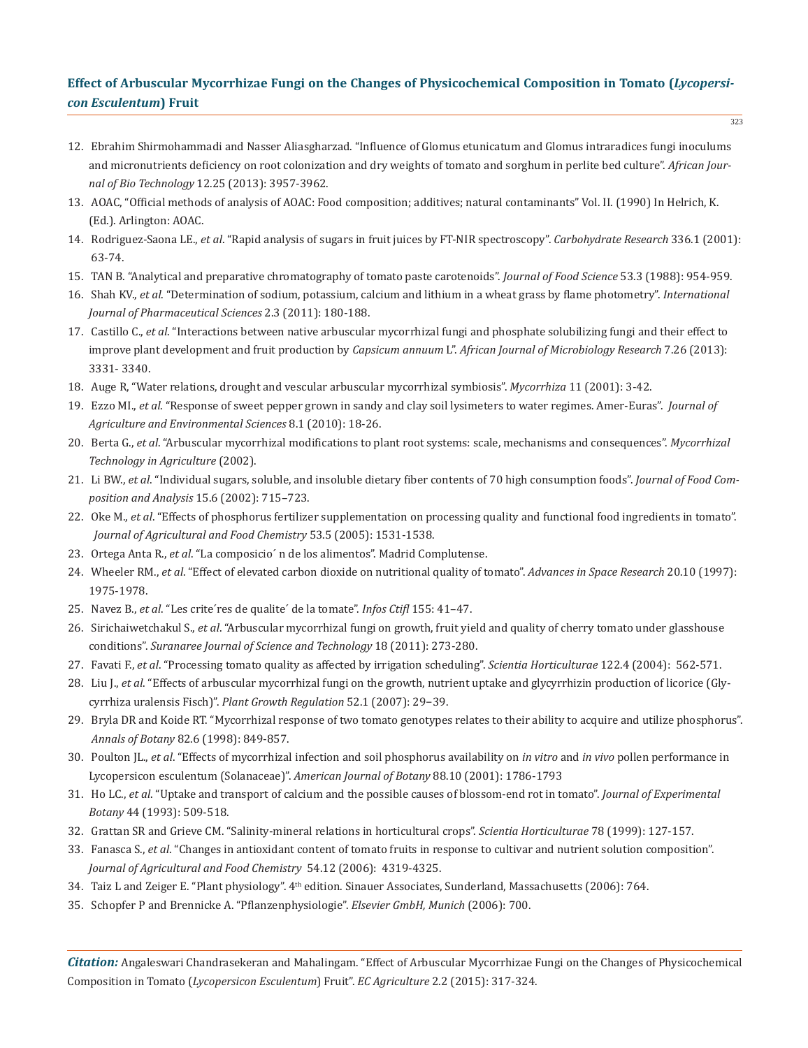12. Ebrahim Shirmohammadi and Nasser Aliasgharzad. “Influence of Glomus etunicatum and Glomus intraradices fungi inoculums and micronutrients deficiency on root colonization and dry weights of tomato and sorghum in perlite bed culture”. *African Journal of Bio Technology* 12.25 (2013): 3957-3962.
13. AOAC, “Official methods of analysis of AOAC: Food composition; additives; natural contaminants” Vol. II. (1990) In Helrich, K. (Ed.). Arlington: AOAC.
14. Rodriguez-Saona LE., *et al*. “Rapid analysis of sugars in fruit juices by FT-NIR spectroscopy”. *Carbohydrate Research* 336.1 (2001): 63-74.
15. TAN B. “Analytical and preparative chromatography of tomato paste carotenoids”. *Journal of Food Science* 53.3 (1988): 954-959.
16. Shah KV., *et al*. “Determination of sodium, potassium, calcium and lithium in a wheat grass by flame photometry”. *International Journal of Pharmaceutical Sciences* 2.3 (2011): 180-188.
17. Castillo C., *et al*. “Interactions between native arbuscular mycorrhizal fungi and phosphate solubilizing fungi and their effect to improve plant development and fruit production by *Capsicum annuum* L”. *African Journal of Microbiology Research* 7.26 (2013): 3331- 3340.
18. Auge R, “Water relations, drought and vescular arbuscular mycorrhizal symbiosis”. *Mycorrhiza* 11 (2001): 3-42.
19. Ezzo MI., *et al*. “Response of sweet pepper grown in sandy and clay soil lysimeters to water regimes. Amer-Euras”. *Journal of Agriculture and Environmental Sciences* 8.1 (2010): 18-26.
20. Berta G., *et al*. “Arbuscular mycorrhizal modifications to plant root systems: scale, mechanisms and consequences”. *Mycorrhizal Technology in Agriculture* (2002).
21. Li BW., *et al*. “Individual sugars, soluble, and insoluble dietary fiber contents of 70 high consumption foods”. *Journal of Food Composition and Analysis* 15.6 (2002): 715–723.
22. Oke M., *et al*. “Effects of phosphorus fertilizer supplementation on processing quality and functional food ingredients in tomato”. *Journal of Agricultural and Food Chemistry* 53.5 (2005): 1531-1538.
23. Ortega Anta R., *et al*. “La composicio´ n de los alimentos”. Madrid Complutense.
24. Wheeler RM., *et al*. “Effect of elevated carbon dioxide on nutritional quality of tomato”. *Advances in Space Research* 20.10 (1997): 1975-1978.
25. Navez B., *et al*. “Les crite´res de qualite´ de la tomate”. *Infos Ctifl* 155: 41–47.
26. Sirichaiwetchakul S., *et al*. “Arbuscular mycorrhizal fungi on growth, fruit yield and quality of cherry tomato under glasshouse conditions”. *Suranaree Journal of Science and Technology* 18 (2011): 273-280.
27. Favati F., *et al*. “Processing tomato quality as affected by irrigation scheduling”. *Scientia Horticulturae* 122.4 (2004): 562-571.
28. Liu J., *et al*. “Effects of arbuscular mycorrhizal fungi on the growth, nutrient uptake and glycyrrhizin production of licorice (Glycyrrhiza uralensis Fisch)”. *Plant Growth Regulation* 52.1 (2007): 29–39.
29. Bryla DR and Koide RT. “Mycorrhizal response of two tomato genotypes relates to their ability to acquire and utilize phosphorus”. *Annals of Botany* 82.6 (1998): 849-857.
30. Poulton JL., *et al*. “Effects of mycorrhizal infection and soil phosphorus availability on *in vitro* and *in vivo* pollen performance in Lycopersicon esculentum (Solanaceae)”. *American Journal of Botany* 88.10 (2001): 1786-1793
31. Ho LC., *et al*. “Uptake and transport of calcium and the possible causes of blossom-end rot in tomato”. *Journal of Experimental Botany* 44 (1993): 509-518.
32. Grattan SR and Grieve CM. “Salinity-mineral relations in horticultural crops”. *Scientia Horticulturae* 78 (1999): 127-157.
33. Fanasca S., *et al*. “Changes in antioxidant content of tomato fruits in response to cultivar and nutrient solution composition”. *Journal of Agricultural and Food Chemistry* 54.12 (2006): 4319-4325.
34. Taiz L and Zeiger E. “Plant physiology”. 4th edition. Sinauer Associates, Sunderland, Massachusetts (2006): 764.
35. Schopfer P and Brennicke A. “Pflanzenphysiologie”. *Elsevier GmbH, Munich* (2006): 700.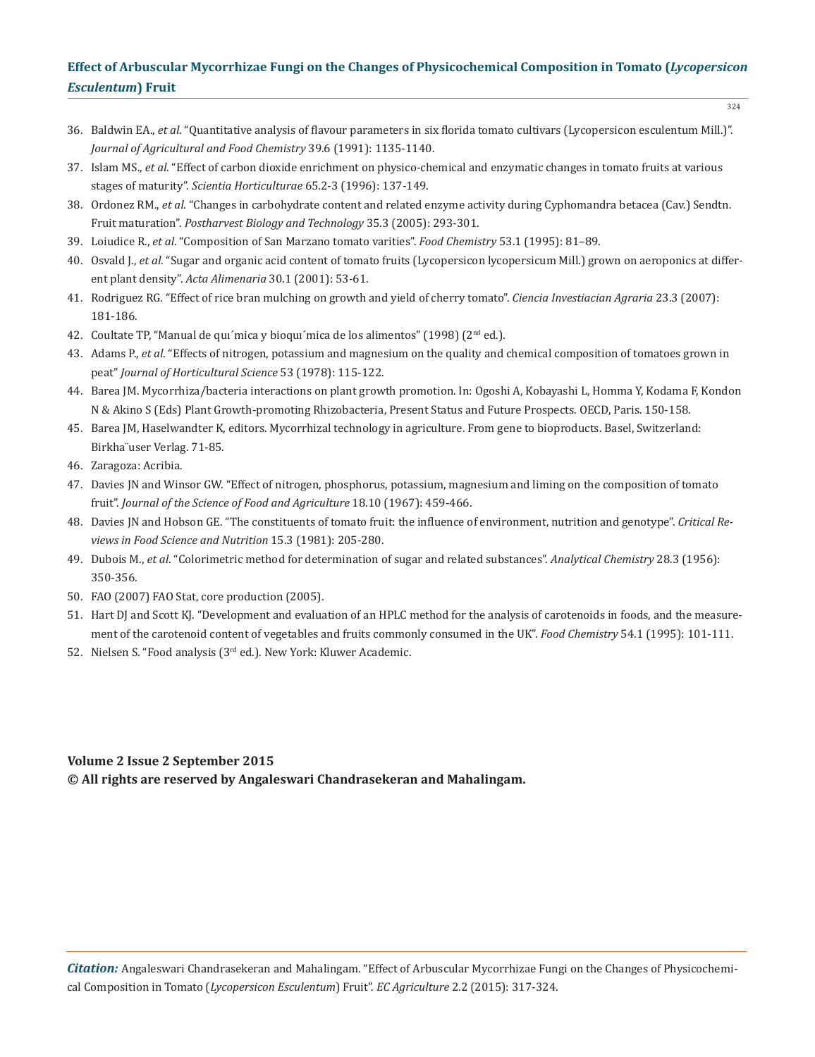36. Baldwin EA., *et al*. "Quantitative analysis of flavour parameters in six florida tomato cultivars (Lycopersicon esculentum Mill.)". *Journal of Agricultural and Food Chemistry* 39.6 (1991): 1135-1140.
37. Islam MS., *et al*. "Effect of carbon dioxide enrichment on physico-chemical and enzymatic changes in tomato fruits at various stages of maturity". *Scientia Horticulturae* 65.2-3 (1996): 137-149.
38. Ordonez RM., *et al*. "Changes in carbohydrate content and related enzyme activity during Cyphomandra betacea (Cav.) Sendtn. Fruit maturation". *Postharvest Biology and Technology* 35.3 (2005): 293-301.
39. Loiudice R., *et al*. "Composition of San Marzano tomato varities". *Food Chemistry* 53.1 (1995): 81–89.
40. Osvald J., *et al*. "Sugar and organic acid content of tomato fruits (Lycopersicon lycopersicum Mill.) grown on aeroponics at different plant density". *Acta Alimenaria* 30.1 (2001): 53-61.
41. Rodriguez RG. "Effect of rice bran mulching on growth and yield of cherry tomato". *Ciencia Investiacian Agraria* 23.3 (2007): 181-186.
42. Coultate TP, "Manual de quı´mica y bioquı´mica de los alimentos" (1998) (2nd ed.).
43. Adams P., *et al*. "Effects of nitrogen, potassium and magnesium on the quality and chemical composition of tomatoes grown in peat" *Journal of Horticultural Science* 53 (1978): 115-122.
44. Barea JM. Mycorrhiza/bacteria interactions on plant growth promotion. In: Ogoshi A, Kobayashi L, Homma Y, Kodama F, Kondon N & Akino S (Eds) Plant Growth-promoting Rhizobacteria, Present Status and Future Prospects. OECD, Paris. 150-158.
45. Barea JM, Haselwandter K, editors. Mycorrhizal technology in agriculture. From gene to bioproducts. Basel, Switzerland: Birkha¨user Verlag. 71-85.
46. Zaragoza: Acribia.
47. Davies JN and Winsor GW. "Effect of nitrogen, phosphorus, potassium, magnesium and liming on the composition of tomato fruit". *Journal of the Science of Food and Agriculture* 18.10 (1967): 459-466.
48. Davies JN and Hobson GE. "The constituents of tomato fruit: the influence of environment, nutrition and genotype". *Critical Reviews in Food Science and Nutrition* 15.3 (1981): 205-280.
49. Dubois M., *et al*. "Colorimetric method for determination of sugar and related substances". *Analytical Chemistry* 28.3 (1956): 350-356.
50. FAO (2007) FAO Stat, core production (2005).
51. Hart DJ and Scott KJ. "Development and evaluation of an HPLC method for the analysis of carotenoids in foods, and the measurement of the carotenoid content of vegetables and fruits commonly consumed in the UK". *Food Chemistry* 54.1 (1995): 101-111.
52. Nielsen S. "Food analysis (3rd ed.). New York: Kluwer Academic.

**Volume 2 Issue 2 September 2015**
**© All rights are reserved by Angaleswari Chandrasekeran and Mahalingam.**